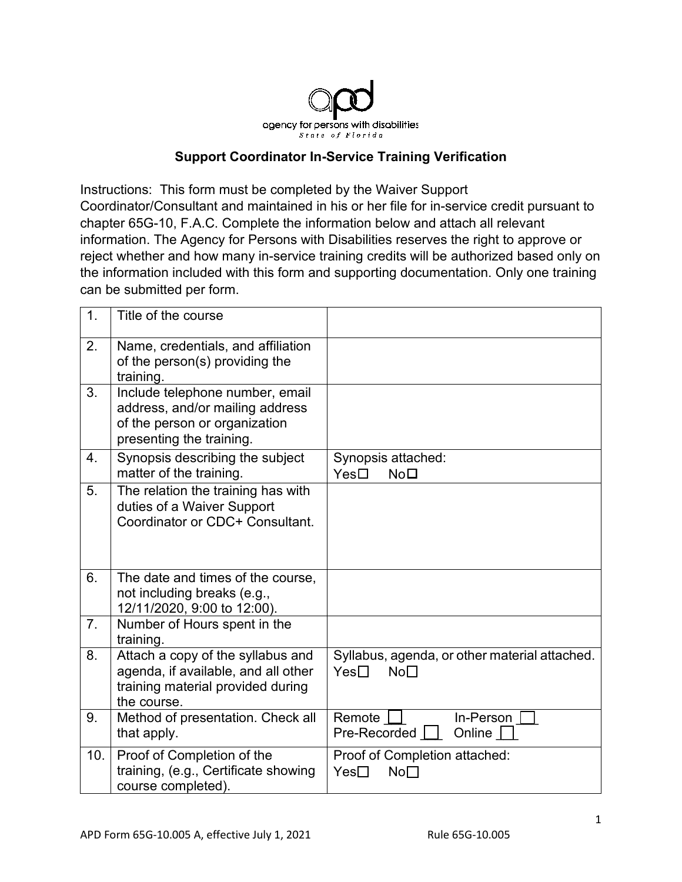agency for persons with disabilities
*State of Florida*

## Support Coordinator In-Service Training Verification

Instructions: This form must be completed by the Waiver Support Coordinator/Consultant and maintained in his or her file for in-service credit pursuant to chapter 65G-10, F.A.C. Complete the information below and attach all relevant information. The Agency for Persons with Disabilities reserves the right to approve or reject whether and how many in-service training credits will be authorized based only on the information included with this form and supporting documentation. Only one training can be submitted per form.

| | | |
|---|---|---|
| 1. | Title of the course | |
| 2. | Name, credentials, and affiliation of the person(s) providing the training. | |
| 3. | Include telephone number, email address, and/or mailing address of the person or organization presenting the training. | |
| 4. | Synopsis describing the subject matter of the training. | Synopsis attached: Yes☐ No☐ |
| 5. | The relation the training has with duties of a Waiver Support Coordinator or CDC+ Consultant. | |
| 6. | The date and times of the course, not including breaks (e.g., 12/11/2020, 9:00 to 12:00). | |
| 7. | Number of Hours spent in the training. | |
| 8. | Attach a copy of the syllabus and agenda, if available, and all other training material provided during the course. | Syllabus, agenda, or other material attached. Yes☐ No☐ |
| 9. | Method of presentation. Check all that apply. | Remote ☐ In-Person ☐ Pre-Recorded ☐ Online ☐ |
| 10. | Proof of Completion of the training, (e.g., Certificate showing course completed). | Proof of Completion attached: Yes☐ No☐ |

APD Form 65G-10.005 A, effective July 1, 2021 Rule 65G-10.005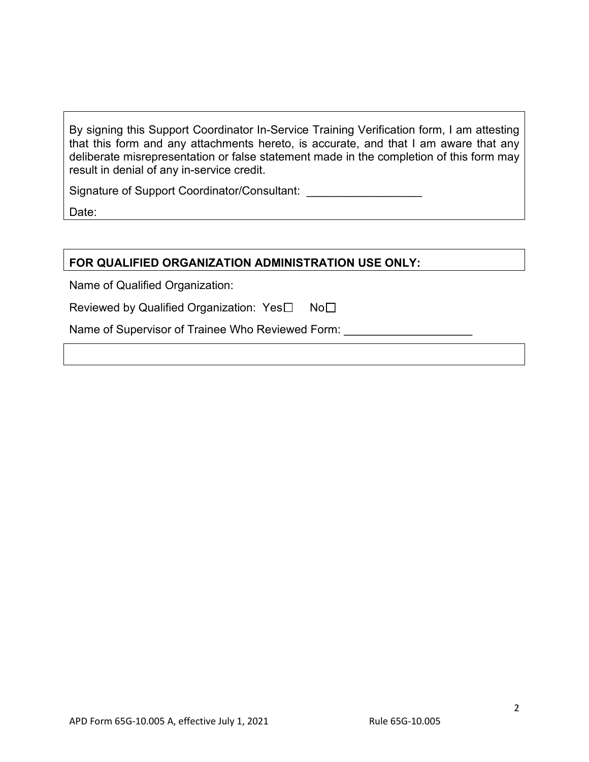By signing this Support Coordinator In-Service Training Verification form, I am attesting that this form and any attachments hereto, is accurate, and that I am aware that any deliberate misrepresentation or false statement made in the completion of this form may result in denial of any in-service credit.

Signature of Support Coordinator/Consultant: ___________________

Date:

**FOR QUALIFIED ORGANIZATION ADMINISTRATION USE ONLY:**

Name of Qualified Organization:

Reviewed by Qualified Organization: Yes☐ No☐

Name of Supervisor of Trainee Who Reviewed Form: ____________________

APD Form 65G-10.005 A, effective July 1, 2021 Rule 65G-10.005